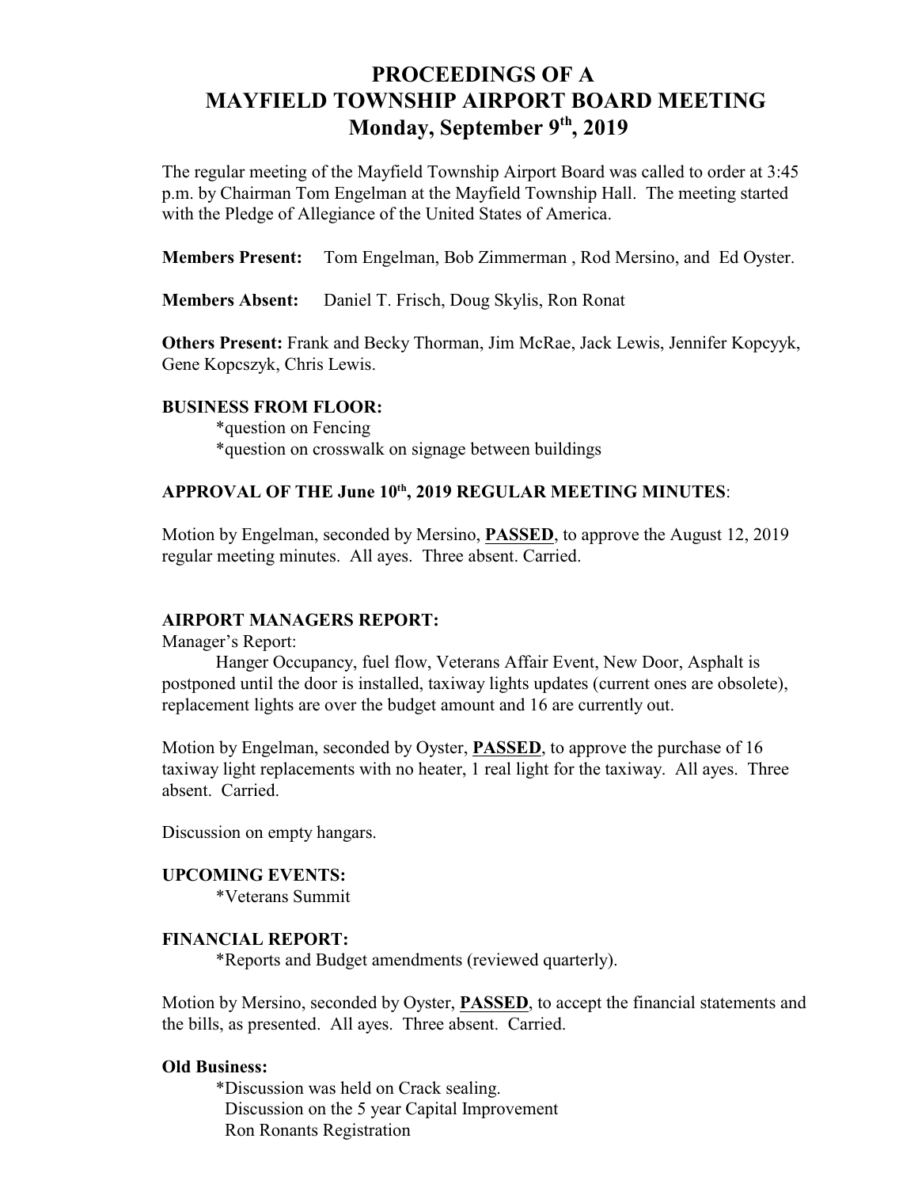# PROCEEDINGS OF A MAYFIELD TOWNSHIP AIRPORT BOARD MEETING
## Monday, September 9th, 2019

The regular meeting of the Mayfield Township Airport Board was called to order at 3:45 p.m. by Chairman Tom Engelman at the Mayfield Township Hall. The meeting started with the Pledge of Allegiance of the United States of America.

**Members Present:** Tom Engelman, Bob Zimmerman , Rod Mersino, and Ed Oyster.

**Members Absent:** Daniel T. Frisch, Doug Skylis, Ron Ronat

**Others Present:** Frank and Becky Thorman, Jim McRae, Jack Lewis, Jennifer Kopcyyk, Gene Kopcszyk, Chris Lewis.

**BUSINESS FROM FLOOR:**

*question on Fencing
*question on crosswalk on signage between buildings

**APPROVAL OF THE June 10th, 2019 REGULAR MEETING MINUTES**:

Motion by Engelman, seconded by Mersino, **PASSED**, to approve the August 12, 2019 regular meeting minutes. All ayes. Three absent. Carried.

**AIRPORT MANAGERS REPORT:**

Manager's Report:

Hanger Occupancy, fuel flow, Veterans Affair Event, New Door, Asphalt is postponed until the door is installed, taxiway lights updates (current ones are obsolete), replacement lights are over the budget amount and 16 are currently out.

Motion by Engelman, seconded by Oyster, **PASSED**, to approve the purchase of 16 taxiway light replacements with no heater, 1 real light for the taxiway. All ayes. Three absent. Carried.

Discussion on empty hangars.

**UPCOMING EVENTS:**

*Veterans Summit

**FINANCIAL REPORT:**

*Reports and Budget amendments (reviewed quarterly).

Motion by Mersino, seconded by Oyster, **PASSED**, to accept the financial statements and the bills, as presented. All ayes. Three absent. Carried.

**Old Business:**

*Discussion was held on Crack sealing.
Discussion on the 5 year Capital Improvement
Ron Ronants Registration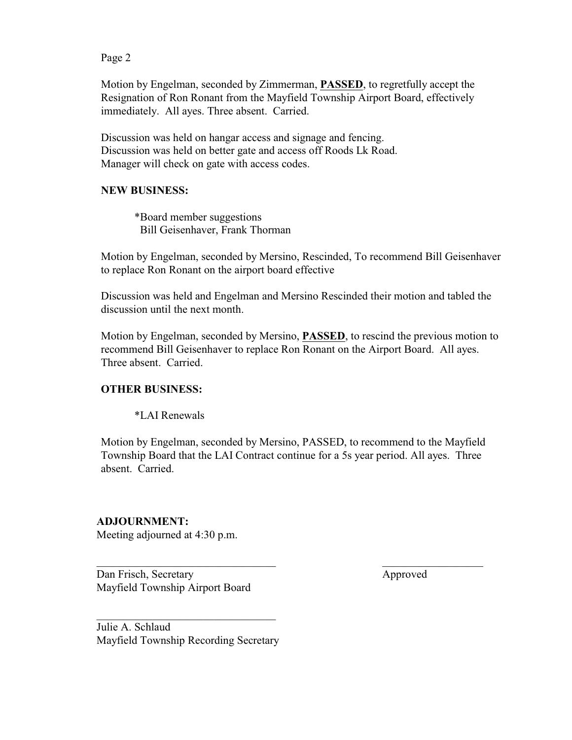Motion by Engelman, seconded by Zimmerman, **PASSED**, to regretfully accept the Resignation of Ron Ronant from the Mayfield Township Airport Board, effectively immediately. All ayes. Three absent. Carried.

Discussion was held on hangar access and signage and fencing.
Discussion was held on better gate and access off Roods Lk Road.
Manager will check on gate with access codes.

**NEW BUSINESS:**

*Board member suggestions
Bill Geisenhaver, Frank Thorman

Motion by Engelman, seconded by Mersino, Rescinded, To recommend Bill Geisenhaver to replace Ron Ronant on the airport board effective

Discussion was held and Engelman and Mersino Rescinded their motion and tabled the discussion until the next month.

Motion by Engelman, seconded by Mersino, **PASSED**, to rescind the previous motion to recommend Bill Geisenhaver to replace Ron Ronant on the Airport Board. All ayes. Three absent. Carried.

**OTHER BUSINESS:**

*LAI Renewals

Motion by Engelman, seconded by Mersino, PASSED, to recommend to the Mayfield Township Board that the LAI Contract continue for a 5s year period. All ayes. Three absent. Carried.

**ADJOURNMENT:**
Meeting adjourned at 4:30 p.m.

\_\_\_\_\_\_\_\_\_\_\_\_\_\_\_\_\_\_\_\_\_\_\_\_\_\_\_\_\_\_\_\_
Dan Frisch, Secretary
Mayfield Township Airport Board

\_\_\_\_\_\_\_\_\_\_\_\_\_\_\_\_\_\_\_\_
Approved

\_\_\_\_\_\_\_\_\_\_\_\_\_\_\_\_\_\_\_\_\_\_\_\_\_\_\_\_\_\_\_\_
Julie A. Schlaud
Mayfield Township Recording Secretary